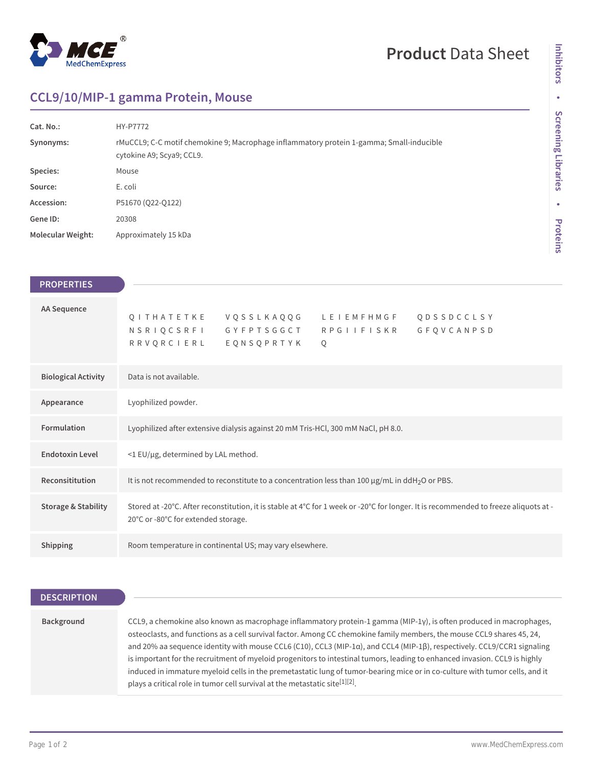# CCL9/10/MIP-1 gamma Protein, Mouse

| | |
|---|---|
| **Cat. No.:** | HY-P7772 |
| **Synonyms:** | rMuCCL9; C-C motif chemokine 9; Macrophage inflammatory protein 1-gamma; Small-inducible cytokine A9; Scya9; CCL9. |
| **Species:** | Mouse |
| **Source:** | E. coli |
| **Accession:** | P51670 (Q22-Q122) |
| **Gene ID:** | 20308 |
| **Molecular Weight:** | Approximately 15 kDa |

## PROPERTIES

| | |
|---|---|
| **AA Sequence** | QITHATETKE VQSSLKAQQG LEIEMFHMGF QDSSDCCLSY NSRIQCSRFI GYFPTSGGCT RPGIIFISKR GFQVCANPSD RRVQRCIERL EQNSQPRTYK Q |
| **Biological Activity** | Data is not available. |
| **Appearance** | Lyophilized powder. |
| **Formulation** | Lyophilized after extensive dialysis against 20 mM Tris-HCl, 300 mM NaCl, pH 8.0. |
| **Endotoxin Level** | <1 EU/μg, determined by LAL method. |
| **Reconsititution** | It is not recommended to reconstitute to a concentration less than 100 μg/mL in $ddH_2O$ or PBS. |
| **Storage & Stability** | Stored at -20°C. After reconstitution, it is stable at 4°C for 1 week or -20°C for longer. It is recommended to freeze aliquots at -20°C or -80°C for extended storage. |
| **Shipping** | Room temperature in continental US; may vary elsewhere. |

## DESCRIPTION

| | |
|---|---|
| **Background** | CCL9, a chemokine also known as macrophage inflammatory protein-1 gamma (MIP-1γ), is often produced in macrophages, osteoclasts, and functions as a cell survival factor. Among CC chemokine family members, the mouse CCL9 shares 45, 24, and 20% aa sequence identity with mouse CCL6 (C10), CCL3 (MIP-1α), and CCL4 (MIP-1β), respectively. CCL9/CCR1 signaling is important for the recruitment of myeloid progenitors to intestinal tumors, leading to enhanced invasion. CCL9 is highly induced in immature myeloid cells in the premetastatic lung of tumor-bearing mice or in co-culture with tumor cells, and it plays a critical role in tumor cell survival at the metastatic site[1][2]. |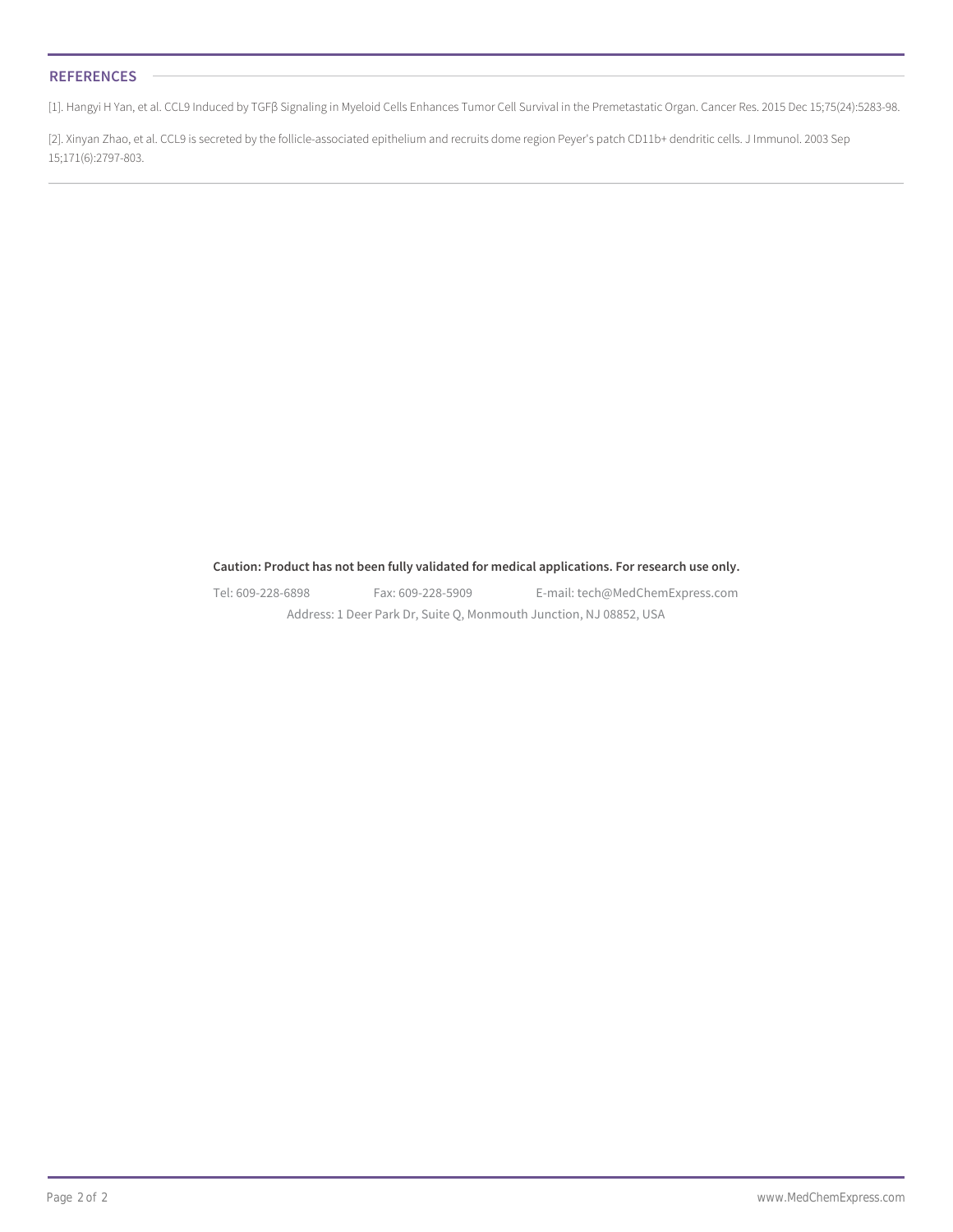## REFERENCES

[1]. Hangyi H Yan, et al. CCL9 Induced by TGFβ Signaling in Myeloid Cells Enhances Tumor Cell Survival in the Premetastatic Organ. Cancer Res. 2015 Dec 15;75(24):5283-98.

[2]. Xinyan Zhao, et al. CCL9 is secreted by the follicle-associated epithelium and recruits dome region Peyer's patch CD11b+ dendritic cells. J Immunol. 2003 Sep 15;171(6):2797-803.

**Caution: Product has not been fully validated for medical applications. For research use only.**

Tel: 609-228-6898 Fax: 609-228-5909 E-mail: tech@MedChemExpress.com

Address: 1 Deer Park Dr, Suite Q, Monmouth Junction, NJ 08852, USA